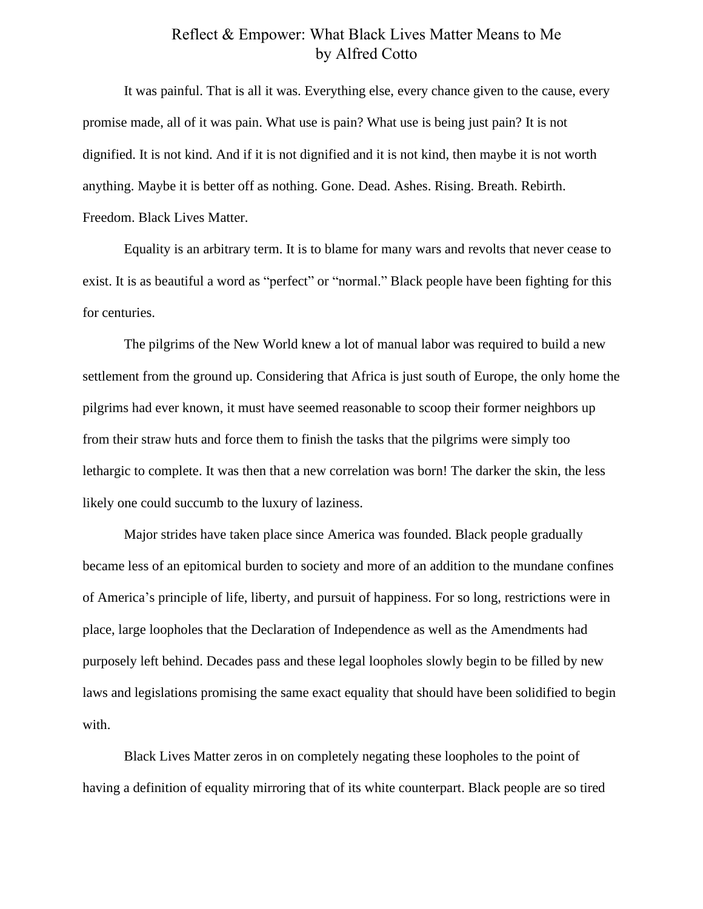# Reflect & Empower: What Black Lives Matter Means to Me
by Alfred Cotto

It was painful. That is all it was. Everything else, every chance given to the cause, every promise made, all of it was pain. What use is pain? What use is being just pain? It is not dignified. It is not kind. And if it is not dignified and it is not kind, then maybe it is not worth anything. Maybe it is better off as nothing. Gone. Dead. Ashes. Rising. Breath. Rebirth. Freedom. Black Lives Matter.

Equality is an arbitrary term. It is to blame for many wars and revolts that never cease to exist. It is as beautiful a word as "perfect" or "normal." Black people have been fighting for this for centuries.

The pilgrims of the New World knew a lot of manual labor was required to build a new settlement from the ground up. Considering that Africa is just south of Europe, the only home the pilgrims had ever known, it must have seemed reasonable to scoop their former neighbors up from their straw huts and force them to finish the tasks that the pilgrims were simply too lethargic to complete. It was then that a new correlation was born! The darker the skin, the less likely one could succumb to the luxury of laziness.

Major strides have taken place since America was founded. Black people gradually became less of an epitomical burden to society and more of an addition to the mundane confines of America's principle of life, liberty, and pursuit of happiness. For so long, restrictions were in place, large loopholes that the Declaration of Independence as well as the Amendments had purposely left behind. Decades pass and these legal loopholes slowly begin to be filled by new laws and legislations promising the same exact equality that should have been solidified to begin with.

Black Lives Matter zeros in on completely negating these loopholes to the point of having a definition of equality mirroring that of its white counterpart. Black people are so tired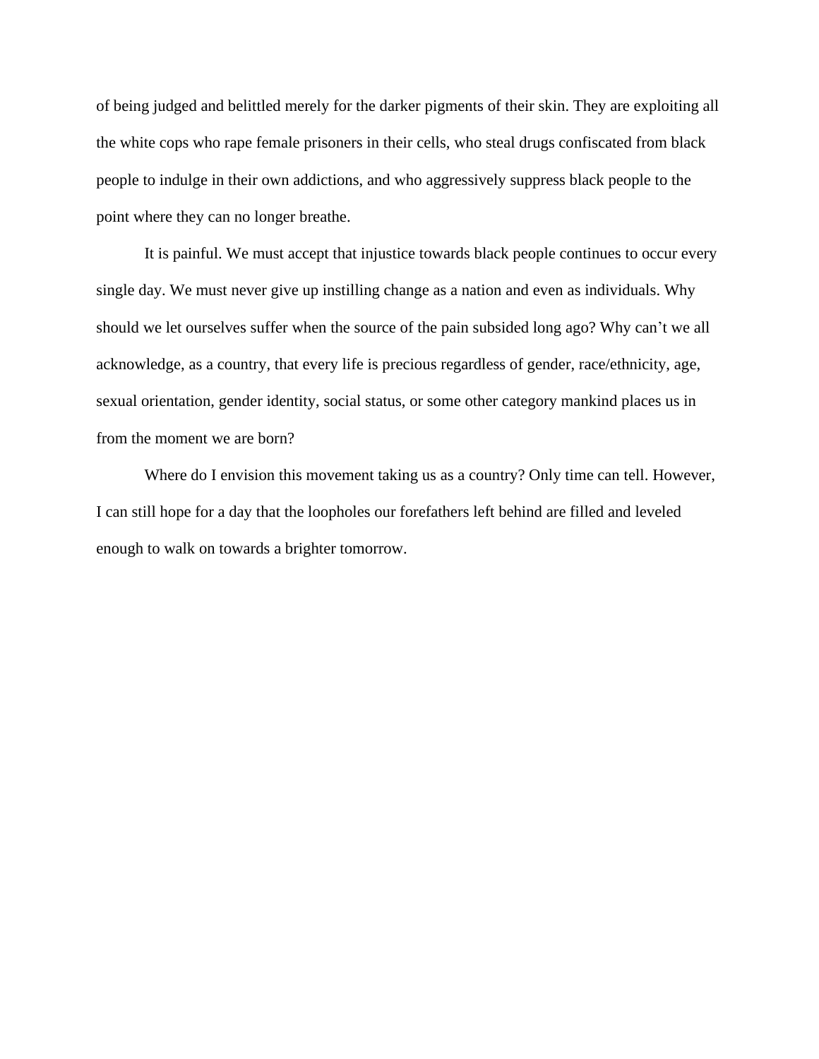of being judged and belittled merely for the darker pigments of their skin. They are exploiting all the white cops who rape female prisoners in their cells, who steal drugs confiscated from black people to indulge in their own addictions, and who aggressively suppress black people to the point where they can no longer breathe.

It is painful. We must accept that injustice towards black people continues to occur every single day. We must never give up instilling change as a nation and even as individuals. Why should we let ourselves suffer when the source of the pain subsided long ago? Why can't we all acknowledge, as a country, that every life is precious regardless of gender, race/ethnicity, age, sexual orientation, gender identity, social status, or some other category mankind places us in from the moment we are born?

Where do I envision this movement taking us as a country? Only time can tell. However, I can still hope for a day that the loopholes our forefathers left behind are filled and leveled enough to walk on towards a brighter tomorrow.